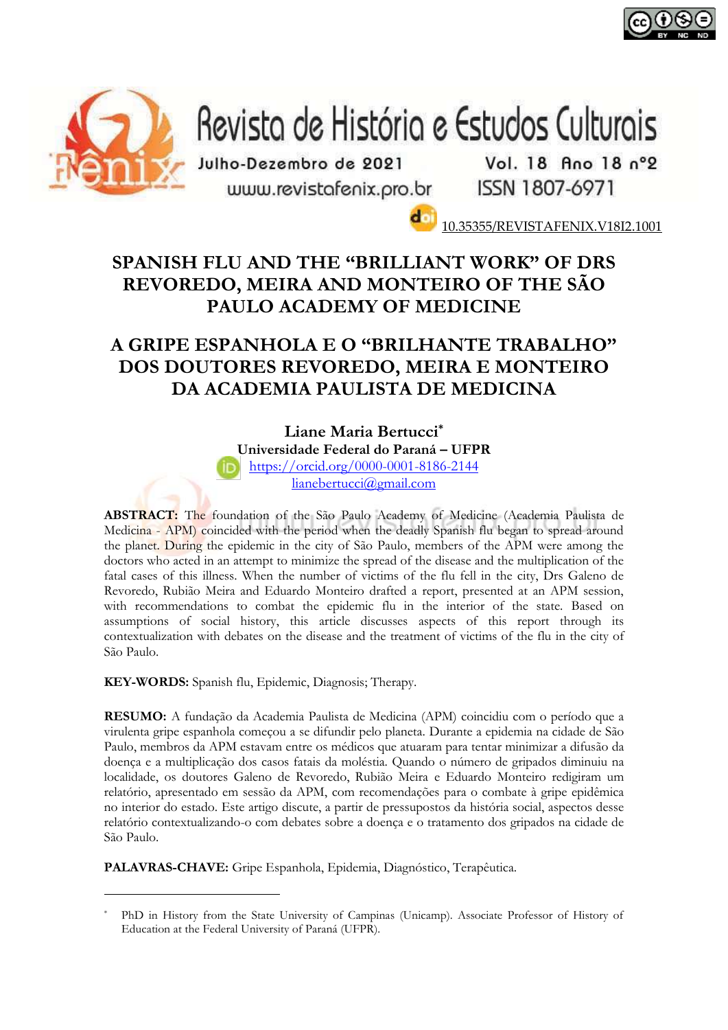10.35355/REVISTAFENIX.V18I2.1001

# SPANISH FLU AND THE "BRILLIANT WORK" OF DRS REVOREDO, MEIRA AND MONTEIRO OF THE SÃO PAULO ACADEMY OF MEDICINE

# A GRIPE ESPANHOLA E O "BRILHANTE TRABALHO" DOS DOUTORES REVOREDO, MEIRA E MONTEIRO DA ACADEMIA PAULISTA DE MEDICINA

**Liane Maria Bertucci***
**Universidade Federal do Paraná – UFPR**
https://orcid.org/0000-0001-8186-2144
lianebertucci@gmail.com

**ABSTRACT:** The foundation of the São Paulo Academy of Medicine (Academia Paulista de Medicina - APM) coincided with the period when the deadly Spanish flu began to spread around the planet. During the epidemic in the city of São Paulo, members of the APM were among the doctors who acted in an attempt to minimize the spread of the disease and the multiplication of the fatal cases of this illness. When the number of victims of the flu fell in the city, Drs Galeno de Revoredo, Rubião Meira and Eduardo Monteiro drafted a report, presented at an APM session, with recommendations to combat the epidemic flu in the interior of the state. Based on assumptions of social history, this article discusses aspects of this report through its contextualization with debates on the disease and the treatment of victims of the flu in the city of São Paulo.

**KEY-WORDS:** Spanish flu, Epidemic, Diagnosis; Therapy.

**RESUMO:** A fundação da Academia Paulista de Medicina (APM) coincidiu com o período que a virulenta gripe espanhola começou a se difundir pelo planeta. Durante a epidemia na cidade de São Paulo, membros da APM estavam entre os médicos que atuaram para tentar minimizar a difusão da doença e a multiplicação dos casos fatais da moléstia. Quando o número de gripados diminuiu na localidade, os doutores Galeno de Revoredo, Rubião Meira e Eduardo Monteiro redigiram um relatório, apresentado em sessão da APM, com recomendações para o combate à gripe epidêmica no interior do estado. Este artigo discute, a partir de pressupostos da história social, aspectos desse relatório contextualizando-o com debates sobre a doença e o tratamento dos gripados na cidade de São Paulo.

**PALAVRAS-CHAVE:** Gripe Espanhola, Epidemia, Diagnóstico, Terapêutica.

---

* PhD in History from the State University of Campinas (Unicamp). Associate Professor of History of Education at the Federal University of Paraná (UFPR).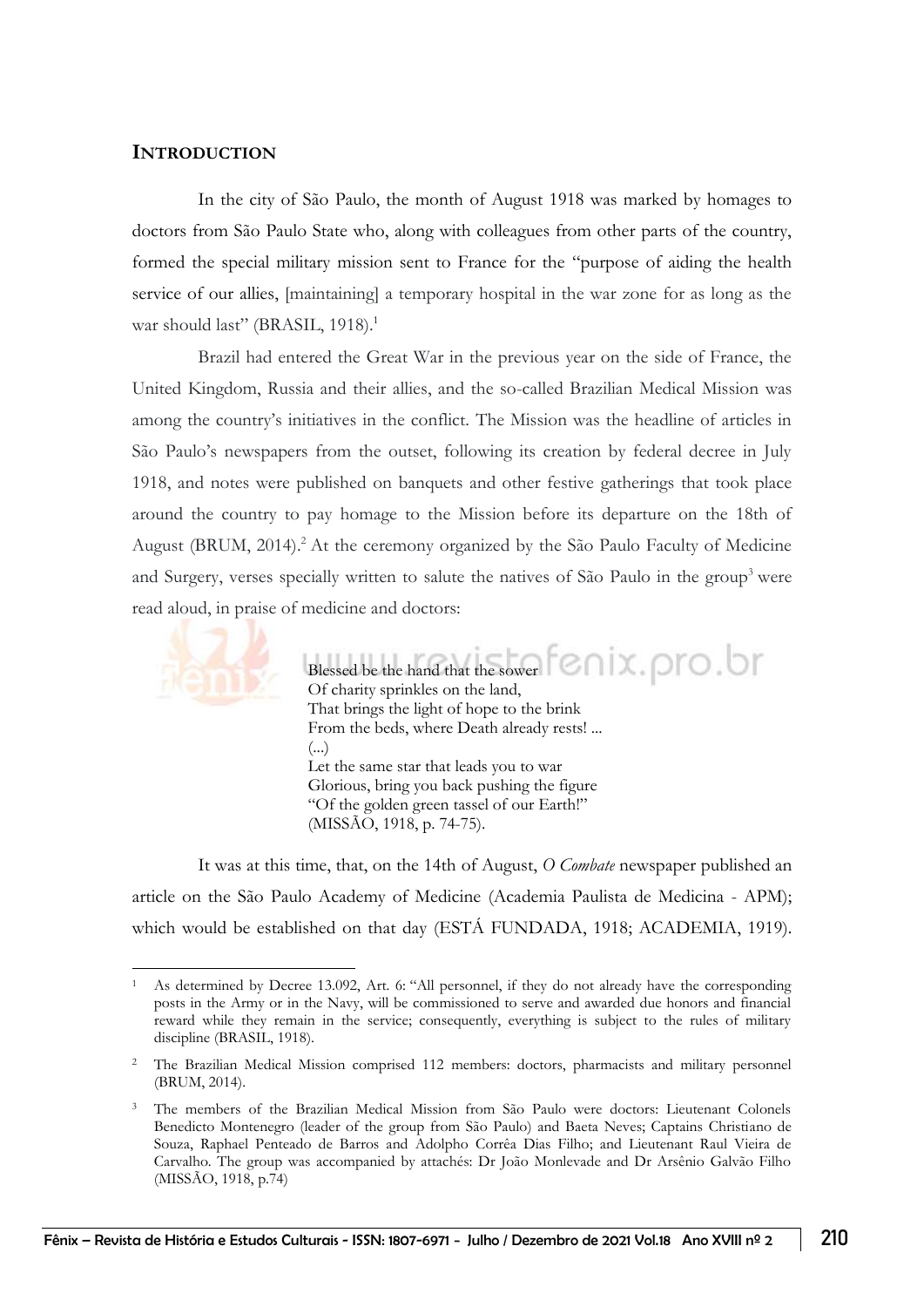## INTRODUCTION

In the city of São Paulo, the month of August 1918 was marked by homages to doctors from São Paulo State who, along with colleagues from other parts of the country, formed the special military mission sent to France for the "purpose of aiding the health service of our allies, [maintaining] a temporary hospital in the war zone for as long as the war should last" (BRASIL, 1918).[1]

Brazil had entered the Great War in the previous year on the side of France, the United Kingdom, Russia and their allies, and the so-called Brazilian Medical Mission was among the country's initiatives in the conflict. The Mission was the headline of articles in São Paulo's newspapers from the outset, following its creation by federal decree in July 1918, and notes were published on banquets and other festive gatherings that took place around the country to pay homage to the Mission before its departure on the 18th of August (BRUM, 2014).[2] At the ceremony organized by the São Paulo Faculty of Medicine and Surgery, verses specially written to salute the natives of São Paulo in the group[3] were read aloud, in praise of medicine and doctors:

> Blessed be the hand that the sower
> Of charity sprinkles on the land,
> That brings the light of hope to the brink
> From the beds, where Death already rests! ...
> (...)
> Let the same star that leads you to war
> Glorious, bring you back pushing the figure
> "Of the golden green tassel of our Earth!"
> (MISSÃO, 1918, p. 74-75).

It was at this time, that, on the 14th of August, *O Combate* newspaper published an article on the São Paulo Academy of Medicine (Academia Paulista de Medicina - APM); which would be established on that day (ESTÁ FUNDADA, 1918; ACADEMIA, 1919).

---

[1] As determined by Decree 13.092, Art. 6: "All personnel, if they do not already have the corresponding posts in the Army or in the Navy, will be commissioned to serve and awarded due honors and financial reward while they remain in the service; consequently, everything is subject to the rules of military discipline (BRASIL, 1918).

[2] The Brazilian Medical Mission comprised 112 members: doctors, pharmacists and military personnel (BRUM, 2014).

[3] The members of the Brazilian Medical Mission from São Paulo were doctors: Lieutenant Colonels Benedicto Montenegro (leader of the group from São Paulo) and Baeta Neves; Captains Christiano de Souza, Raphael Penteado de Barros and Adolpho Corrêa Dias Filho; and Lieutenant Raul Vieira de Carvalho. The group was accompanied by attachés: Dr João Monlevade and Dr Arsênio Galvão Filho (MISSÃO, 1918, p.74)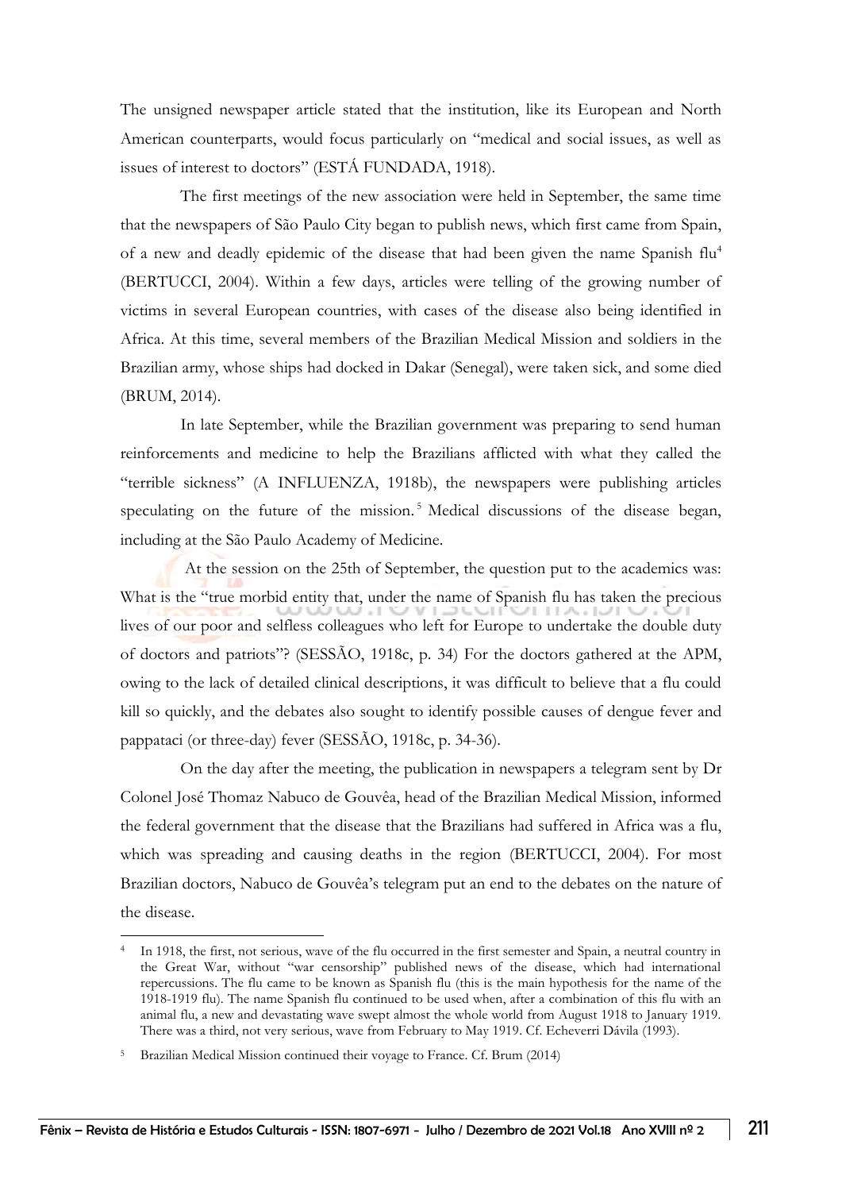The unsigned newspaper article stated that the institution, like its European and North American counterparts, would focus particularly on "medical and social issues, as well as issues of interest to doctors" (ESTÁ FUNDADA, 1918).

The first meetings of the new association were held in September, the same time that the newspapers of São Paulo City began to publish news, which first came from Spain, of a new and deadly epidemic of the disease that had been given the name Spanish flu[4] (BERTUCCI, 2004). Within a few days, articles were telling of the growing number of victims in several European countries, with cases of the disease also being identified in Africa. At this time, several members of the Brazilian Medical Mission and soldiers in the Brazilian army, whose ships had docked in Dakar (Senegal), were taken sick, and some died (BRUM, 2014).

In late September, while the Brazilian government was preparing to send human reinforcements and medicine to help the Brazilians afflicted with what they called the "terrible sickness" (A INFLUENZA, 1918b), the newspapers were publishing articles speculating on the future of the mission.[5] Medical discussions of the disease began, including at the São Paulo Academy of Medicine.

At the session on the 25th of September, the question put to the academics was: What is the "true morbid entity that, under the name of Spanish flu has taken the precious lives of our poor and selfless colleagues who left for Europe to undertake the double duty of doctors and patriots"? (SESSÃO, 1918c, p. 34) For the doctors gathered at the APM, owing to the lack of detailed clinical descriptions, it was difficult to believe that a flu could kill so quickly, and the debates also sought to identify possible causes of dengue fever and pappataci (or three-day) fever (SESSÃO, 1918c, p. 34-36).

On the day after the meeting, the publication in newspapers a telegram sent by Dr Colonel José Thomaz Nabuco de Gouvêa, head of the Brazilian Medical Mission, informed the federal government that the disease that the Brazilians had suffered in Africa was a flu, which was spreading and causing deaths in the region (BERTUCCI, 2004). For most Brazilian doctors, Nabuco de Gouvêa's telegram put an end to the debates on the nature of the disease.

---

[4] In 1918, the first, not serious, wave of the flu occurred in the first semester and Spain, a neutral country in the Great War, without "war censorship" published news of the disease, which had international repercussions. The flu came to be known as Spanish flu (this is the main hypothesis for the name of the 1918-1919 flu). The name Spanish flu continued to be used when, after a combination of this flu with an animal flu, a new and devastating wave swept almost the whole world from August 1918 to January 1919. There was a third, not very serious, wave from February to May 1919. Cf. Echeverri Dávila (1993).

[5] Brazilian Medical Mission continued their voyage to France. Cf. Brum (2014)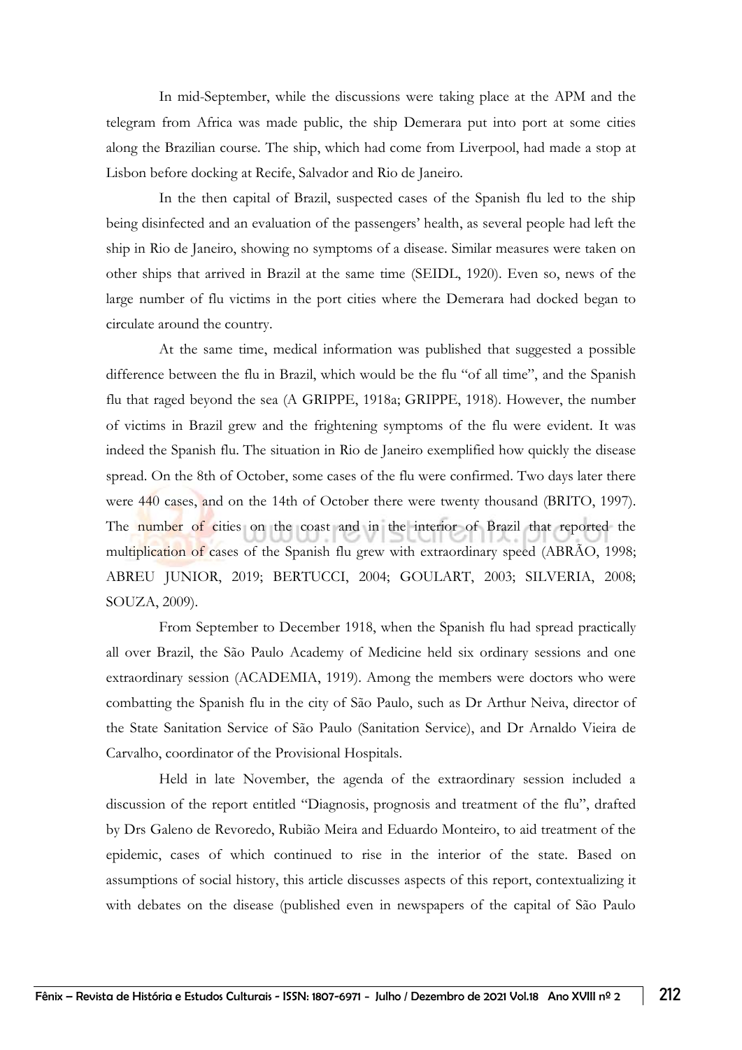In mid-September, while the discussions were taking place at the APM and the telegram from Africa was made public, the ship Demerara put into port at some cities along the Brazilian course. The ship, which had come from Liverpool, had made a stop at Lisbon before docking at Recife, Salvador and Rio de Janeiro.

In the then capital of Brazil, suspected cases of the Spanish flu led to the ship being disinfected and an evaluation of the passengers' health, as several people had left the ship in Rio de Janeiro, showing no symptoms of a disease. Similar measures were taken on other ships that arrived in Brazil at the same time (SEIDL, 1920). Even so, news of the large number of flu victims in the port cities where the Demerara had docked began to circulate around the country.

At the same time, medical information was published that suggested a possible difference between the flu in Brazil, which would be the flu "of all time", and the Spanish flu that raged beyond the sea (A GRIPPE, 1918a; GRIPPE, 1918). However, the number of victims in Brazil grew and the frightening symptoms of the flu were evident. It was indeed the Spanish flu. The situation in Rio de Janeiro exemplified how quickly the disease spread. On the 8th of October, some cases of the flu were confirmed. Two days later there were 440 cases, and on the 14th of October there were twenty thousand (BRITO, 1997). The number of cities on the coast and in the interior of Brazil that reported the multiplication of cases of the Spanish flu grew with extraordinary speed (ABRÃO, 1998; ABREU JUNIOR, 2019; BERTUCCI, 2004; GOULART, 2003; SILVERIA, 2008; SOUZA, 2009).

From September to December 1918, when the Spanish flu had spread practically all over Brazil, the São Paulo Academy of Medicine held six ordinary sessions and one extraordinary session (ACADEMIA, 1919). Among the members were doctors who were combatting the Spanish flu in the city of São Paulo, such as Dr Arthur Neiva, director of the State Sanitation Service of São Paulo (Sanitation Service), and Dr Arnaldo Vieira de Carvalho, coordinator of the Provisional Hospitals.

Held in late November, the agenda of the extraordinary session included a discussion of the report entitled "Diagnosis, prognosis and treatment of the flu", drafted by Drs Galeno de Revoredo, Rubião Meira and Eduardo Monteiro, to aid treatment of the epidemic, cases of which continued to rise in the interior of the state. Based on assumptions of social history, this article discusses aspects of this report, contextualizing it with debates on the disease (published even in newspapers of the capital of São Paulo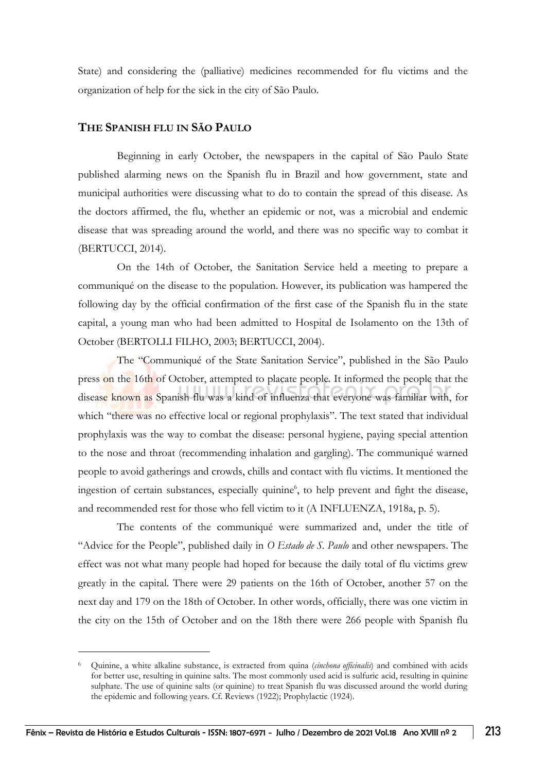State) and considering the (palliative) medicines recommended for flu victims and the organization of help for the sick in the city of São Paulo.

## THE SPANISH FLU IN SÃO PAULO

Beginning in early October, the newspapers in the capital of São Paulo State published alarming news on the Spanish flu in Brazil and how government, state and municipal authorities were discussing what to do to contain the spread of this disease. As the doctors affirmed, the flu, whether an epidemic or not, was a microbial and endemic disease that was spreading around the world, and there was no specific way to combat it (BERTUCCI, 2014).

On the 14th of October, the Sanitation Service held a meeting to prepare a communiqué on the disease to the population. However, its publication was hampered the following day by the official confirmation of the first case of the Spanish flu in the state capital, a young man who had been admitted to Hospital de Isolamento on the 13th of October (BERTOLLI FILHO, 2003; BERTUCCI, 2004).

The "Communiqué of the State Sanitation Service", published in the São Paulo press on the 16th of October, attempted to placate people. It informed the people that the disease known as Spanish flu was a kind of influenza that everyone was familiar with, for which "there was no effective local or regional prophylaxis". The text stated that individual prophylaxis was the way to combat the disease: personal hygiene, paying special attention to the nose and throat (recommending inhalation and gargling). The communiqué warned people to avoid gatherings and crowds, chills and contact with flu victims. It mentioned the ingestion of certain substances, especially quinine[6], to help prevent and fight the disease, and recommended rest for those who fell victim to it (A INFLUENZA, 1918a, p. 5).

The contents of the communiqué were summarized and, under the title of "Advice for the People", published daily in *O Estado de S. Paulo* and other newspapers. The effect was not what many people had hoped for because the daily total of flu victims grew greatly in the capital. There were 29 patients on the 16th of October, another 57 on the next day and 179 on the 18th of October. In other words, officially, there was one victim in the city on the 15th of October and on the 18th there were 266 people with Spanish flu

[6] Quinine, a white alkaline substance, is extracted from quina (*cinchona officinalis*) and combined with acids for better use, resulting in quinine salts. The most commonly used acid is sulfuric acid, resulting in quinine sulphate. The use of quinine salts (or quinine) to treat Spanish flu was discussed around the world during the epidemic and following years. Cf. Reviews (1922); Prophylactic (1924).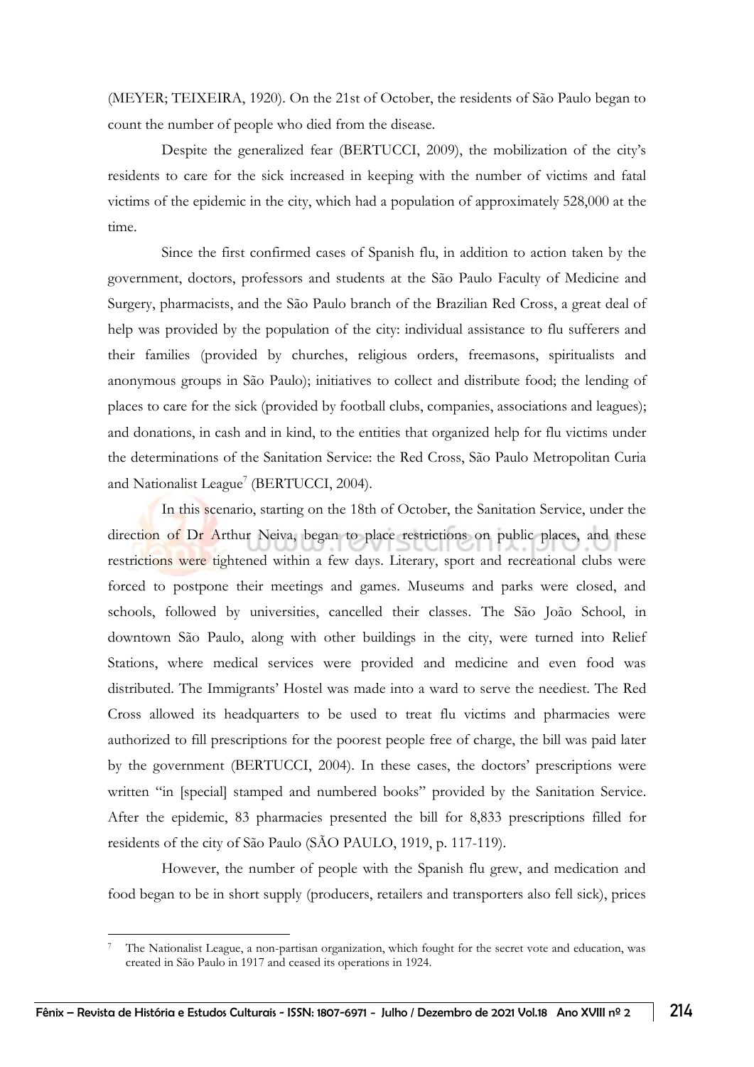(MEYER; TEIXEIRA, 1920). On the 21st of October, the residents of São Paulo began to count the number of people who died from the disease.

Despite the generalized fear (BERTUCCI, 2009), the mobilization of the city's residents to care for the sick increased in keeping with the number of victims and fatal victims of the epidemic in the city, which had a population of approximately 528,000 at the time.

Since the first confirmed cases of Spanish flu, in addition to action taken by the government, doctors, professors and students at the São Paulo Faculty of Medicine and Surgery, pharmacists, and the São Paulo branch of the Brazilian Red Cross, a great deal of help was provided by the population of the city: individual assistance to flu sufferers and their families (provided by churches, religious orders, freemasons, spiritualists and anonymous groups in São Paulo); initiatives to collect and distribute food; the lending of places to care for the sick (provided by football clubs, companies, associations and leagues); and donations, in cash and in kind, to the entities that organized help for flu victims under the determinations of the Sanitation Service: the Red Cross, São Paulo Metropolitan Curia and Nationalist League[7] (BERTUCCI, 2004).

In this scenario, starting on the 18th of October, the Sanitation Service, under the direction of Dr Arthur Neiva, began to place restrictions on public places, and these restrictions were tightened within a few days. Literary, sport and recreational clubs were forced to postpone their meetings and games. Museums and parks were closed, and schools, followed by universities, cancelled their classes. The São João School, in downtown São Paulo, along with other buildings in the city, were turned into Relief Stations, where medical services were provided and medicine and even food was distributed. The Immigrants' Hostel was made into a ward to serve the neediest. The Red Cross allowed its headquarters to be used to treat flu victims and pharmacies were authorized to fill prescriptions for the poorest people free of charge, the bill was paid later by the government (BERTUCCI, 2004). In these cases, the doctors' prescriptions were written "in [special] stamped and numbered books" provided by the Sanitation Service. After the epidemic, 83 pharmacies presented the bill for 8,833 prescriptions filled for residents of the city of São Paulo (SÃO PAULO, 1919, p. 117-119).

However, the number of people with the Spanish flu grew, and medication and food began to be in short supply (producers, retailers and transporters also fell sick), prices

---

[7] The Nationalist League, a non-partisan organization, which fought for the secret vote and education, was created in São Paulo in 1917 and ceased its operations in 1924.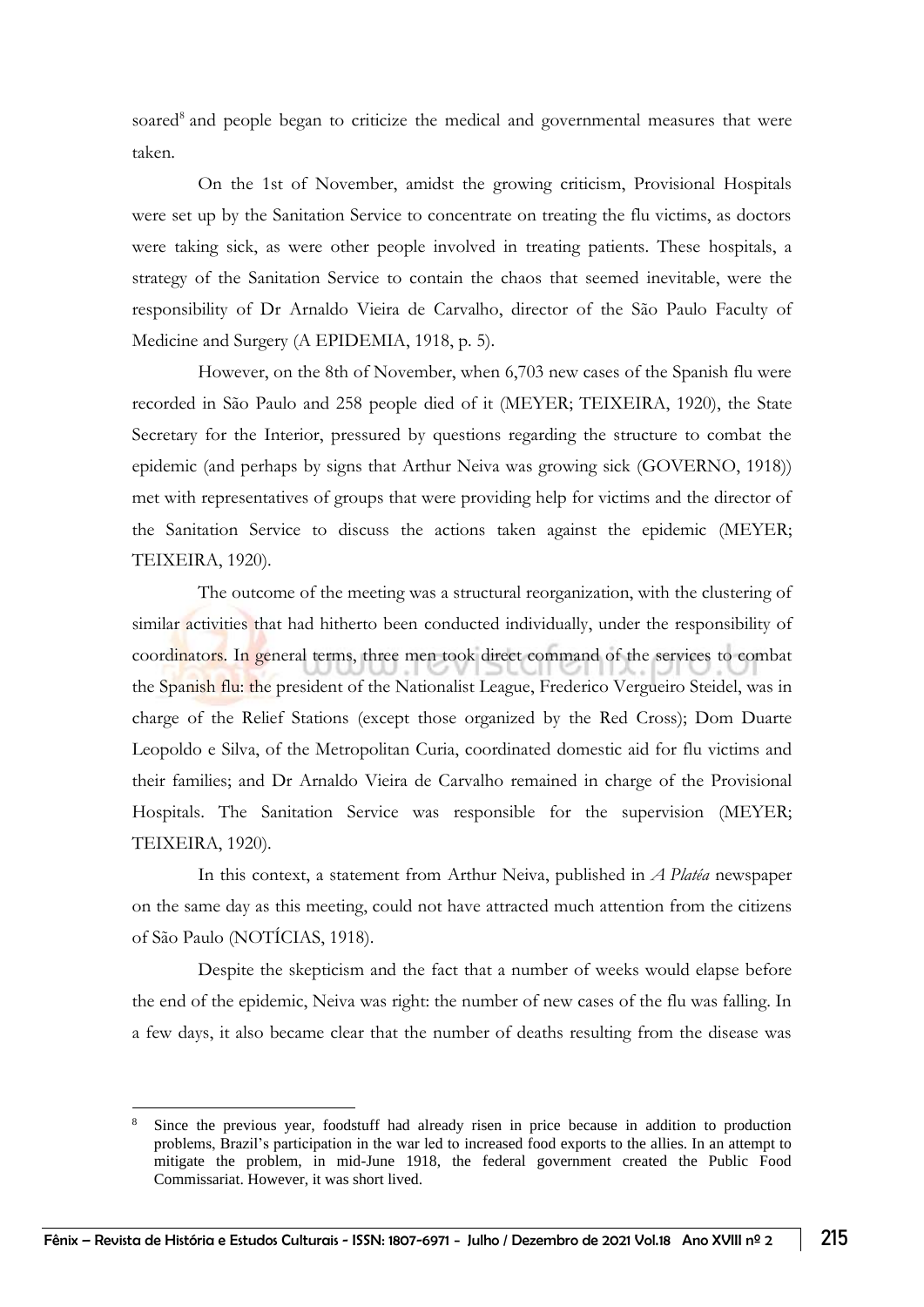soared[8] and people began to criticize the medical and governmental measures that were taken.

On the 1st of November, amidst the growing criticism, Provisional Hospitals were set up by the Sanitation Service to concentrate on treating the flu victims, as doctors were taking sick, as were other people involved in treating patients. These hospitals, a strategy of the Sanitation Service to contain the chaos that seemed inevitable, were the responsibility of Dr Arnaldo Vieira de Carvalho, director of the São Paulo Faculty of Medicine and Surgery (A EPIDEMIA, 1918, p. 5).

However, on the 8th of November, when 6,703 new cases of the Spanish flu were recorded in São Paulo and 258 people died of it (MEYER; TEIXEIRA, 1920), the State Secretary for the Interior, pressured by questions regarding the structure to combat the epidemic (and perhaps by signs that Arthur Neiva was growing sick (GOVERNO, 1918)) met with representatives of groups that were providing help for victims and the director of the Sanitation Service to discuss the actions taken against the epidemic (MEYER; TEIXEIRA, 1920).

The outcome of the meeting was a structural reorganization, with the clustering of similar activities that had hitherto been conducted individually, under the responsibility of coordinators. In general terms, three men took direct command of the services to combat the Spanish flu: the president of the Nationalist League, Frederico Vergueiro Steidel, was in charge of the Relief Stations (except those organized by the Red Cross); Dom Duarte Leopoldo e Silva, of the Metropolitan Curia, coordinated domestic aid for flu victims and their families; and Dr Arnaldo Vieira de Carvalho remained in charge of the Provisional Hospitals. The Sanitation Service was responsible for the supervision (MEYER; TEIXEIRA, 1920).

In this context, a statement from Arthur Neiva, published in *A Platéa* newspaper on the same day as this meeting, could not have attracted much attention from the citizens of São Paulo (NOTÍCIAS, 1918).

Despite the skepticism and the fact that a number of weeks would elapse before the end of the epidemic, Neiva was right: the number of new cases of the flu was falling. In a few days, it also became clear that the number of deaths resulting from the disease was

---

[8] Since the previous year, foodstuff had already risen in price because in addition to production problems, Brazil's participation in the war led to increased food exports to the allies. In an attempt to mitigate the problem, in mid-June 1918, the federal government created the Public Food Commissariat. However, it was short lived.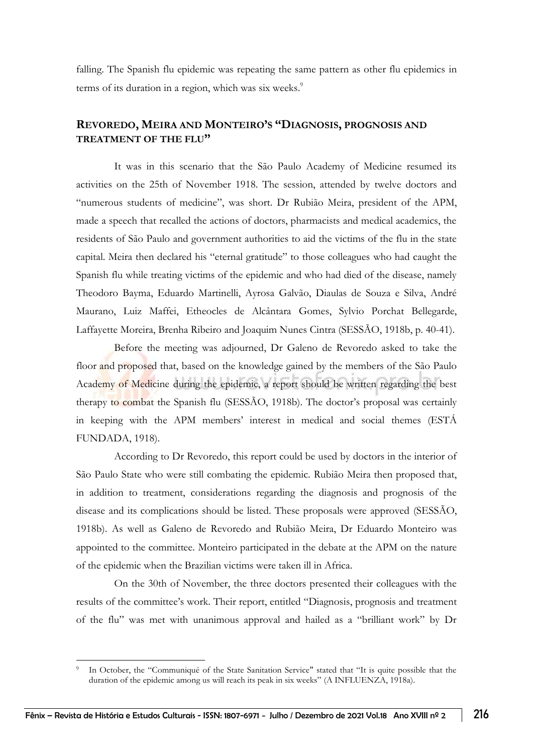falling. The Spanish flu epidemic was repeating the same pattern as other flu epidemics in terms of its duration in a region, which was six weeks.[9]

## REVOREDO, MEIRA AND MONTEIRO'S "DIAGNOSIS, PROGNOSIS AND TREATMENT OF THE FLU"

It was in this scenario that the São Paulo Academy of Medicine resumed its activities on the 25th of November 1918. The session, attended by twelve doctors and "numerous students of medicine", was short. Dr Rubião Meira, president of the APM, made a speech that recalled the actions of doctors, pharmacists and medical academics, the residents of São Paulo and government authorities to aid the victims of the flu in the state capital. Meira then declared his "eternal gratitude" to those colleagues who had caught the Spanish flu while treating victims of the epidemic and who had died of the disease, namely Theodoro Bayma, Eduardo Martinelli, Ayrosa Galvão, Diaulas de Souza e Silva, André Maurano, Luiz Maffei, Etheocles de Alcântara Gomes, Sylvio Porchat Bellegarde, Laffayette Moreira, Brenha Ribeiro and Joaquim Nunes Cintra (SESSÃO, 1918b, p. 40-41).

Before the meeting was adjourned, Dr Galeno de Revoredo asked to take the floor and proposed that, based on the knowledge gained by the members of the São Paulo Academy of Medicine during the epidemic, a report should be written regarding the best therapy to combat the Spanish flu (SESSÃO, 1918b). The doctor's proposal was certainly in keeping with the APM members' interest in medical and social themes (ESTÁ FUNDADA, 1918).

According to Dr Revoredo, this report could be used by doctors in the interior of São Paulo State who were still combating the epidemic. Rubião Meira then proposed that, in addition to treatment, considerations regarding the diagnosis and prognosis of the disease and its complications should be listed. These proposals were approved (SESSÃO, 1918b). As well as Galeno de Revoredo and Rubião Meira, Dr Eduardo Monteiro was appointed to the committee. Monteiro participated in the debate at the APM on the nature of the epidemic when the Brazilian victims were taken ill in Africa.

On the 30th of November, the three doctors presented their colleagues with the results of the committee's work. Their report, entitled "Diagnosis, prognosis and treatment of the flu" was met with unanimous approval and hailed as a "brilliant work" by Dr

---

[9] In October, the "Communiqué of the State Sanitation Service" stated that "It is quite possible that the duration of the epidemic among us will reach its peak in six weeks" (A INFLUENZA, 1918a).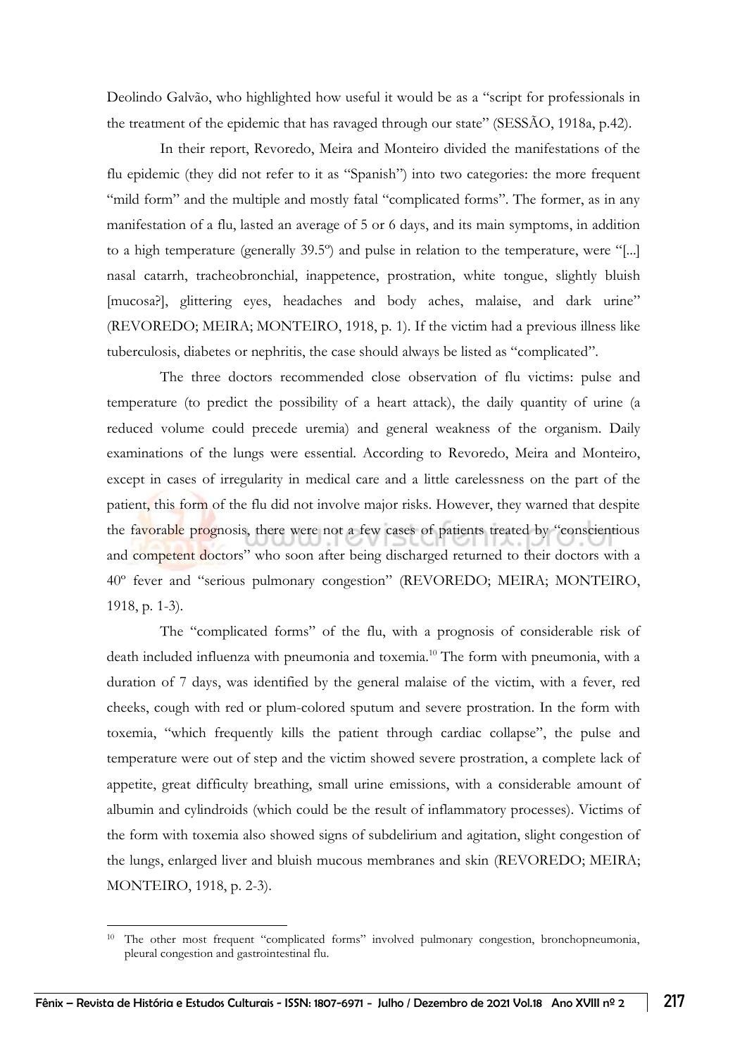Deolindo Galvão, who highlighted how useful it would be as a "script for professionals in the treatment of the epidemic that has ravaged through our state" (SESSÃO, 1918a, p.42).

In their report, Revoredo, Meira and Monteiro divided the manifestations of the flu epidemic (they did not refer to it as "Spanish") into two categories: the more frequent "mild form" and the multiple and mostly fatal "complicated forms". The former, as in any manifestation of a flu, lasted an average of 5 or 6 days, and its main symptoms, in addition to a high temperature (generally 39.5º) and pulse in relation to the temperature, were "[...] nasal catarrh, tracheobronchial, inappetence, prostration, white tongue, slightly bluish [mucosa?], glittering eyes, headaches and body aches, malaise, and dark urine" (REVOREDO; MEIRA; MONTEIRO, 1918, p. 1). If the victim had a previous illness like tuberculosis, diabetes or nephritis, the case should always be listed as "complicated".

The three doctors recommended close observation of flu victims: pulse and temperature (to predict the possibility of a heart attack), the daily quantity of urine (a reduced volume could precede uremia) and general weakness of the organism. Daily examinations of the lungs were essential. According to Revoredo, Meira and Monteiro, except in cases of irregularity in medical care and a little carelessness on the part of the patient, this form of the flu did not involve major risks. However, they warned that despite the favorable prognosis, there were not a few cases of patients treated by "conscientious and competent doctors" who soon after being discharged returned to their doctors with a 40º fever and "serious pulmonary congestion" (REVOREDO; MEIRA; MONTEIRO, 1918, p. 1-3).

The "complicated forms" of the flu, with a prognosis of considerable risk of death included influenza with pneumonia and toxemia.[10] The form with pneumonia, with a duration of 7 days, was identified by the general malaise of the victim, with a fever, red cheeks, cough with red or plum-colored sputum and severe prostration. In the form with toxemia, "which frequently kills the patient through cardiac collapse", the pulse and temperature were out of step and the victim showed severe prostration, a complete lack of appetite, great difficulty breathing, small urine emissions, with a considerable amount of albumin and cylindroids (which could be the result of inflammatory processes). Victims of the form with toxemia also showed signs of subdelirium and agitation, slight congestion of the lungs, enlarged liver and bluish mucous membranes and skin (REVOREDO; MEIRA; MONTEIRO, 1918, p. 2-3).

[10] The other most frequent "complicated forms" involved pulmonary congestion, bronchopneumonia, pleural congestion and gastrointestinal flu.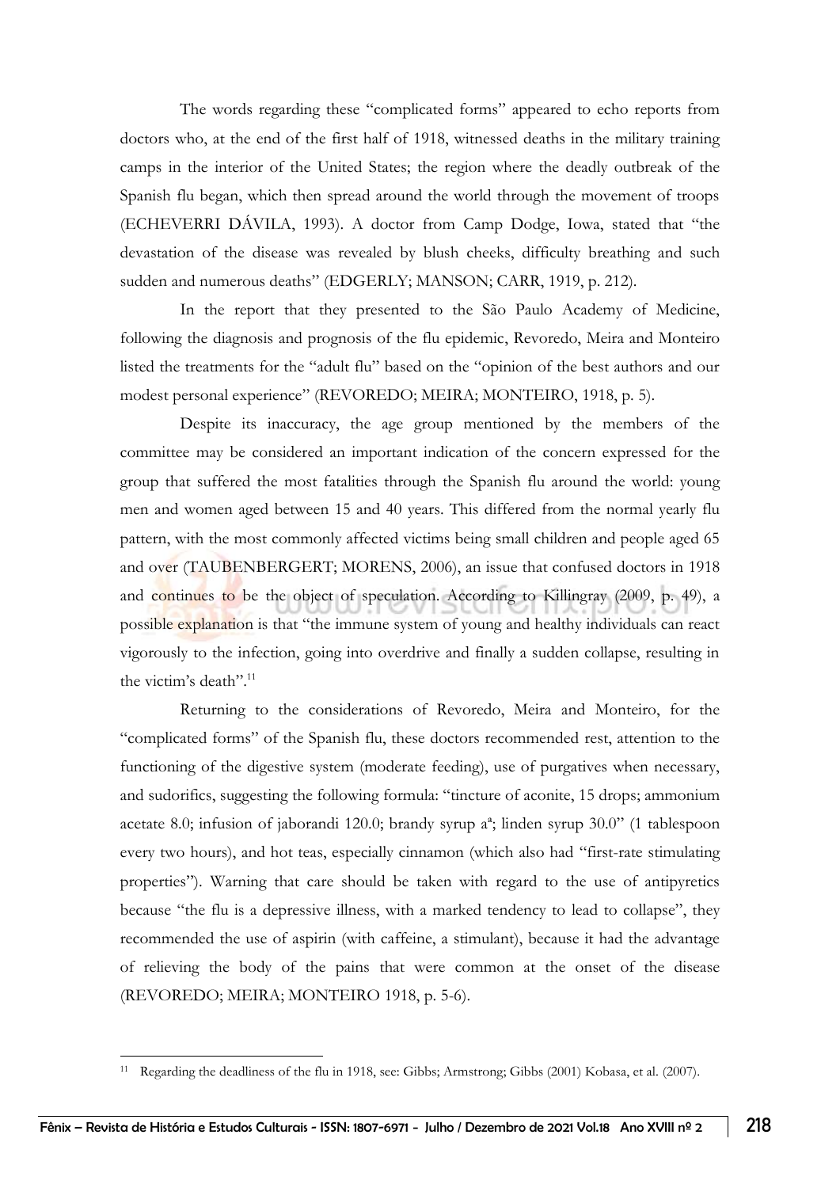The words regarding these "complicated forms" appeared to echo reports from doctors who, at the end of the first half of 1918, witnessed deaths in the military training camps in the interior of the United States; the region where the deadly outbreak of the Spanish flu began, which then spread around the world through the movement of troops (ECHEVERRI DÁVILA, 1993). A doctor from Camp Dodge, Iowa, stated that "the devastation of the disease was revealed by blush cheeks, difficulty breathing and such sudden and numerous deaths" (EDGERLY; MANSON; CARR, 1919, p. 212).

In the report that they presented to the São Paulo Academy of Medicine, following the diagnosis and prognosis of the flu epidemic, Revoredo, Meira and Monteiro listed the treatments for the "adult flu" based on the "opinion of the best authors and our modest personal experience" (REVOREDO; MEIRA; MONTEIRO, 1918, p. 5).

Despite its inaccuracy, the age group mentioned by the members of the committee may be considered an important indication of the concern expressed for the group that suffered the most fatalities through the Spanish flu around the world: young men and women aged between 15 and 40 years. This differed from the normal yearly flu pattern, with the most commonly affected victims being small children and people aged 65 and over (TAUBENBERGERT; MORENS, 2006), an issue that confused doctors in 1918 and continues to be the object of speculation. According to Killingray (2009, p. 49), a possible explanation is that "the immune system of young and healthy individuals can react vigorously to the infection, going into overdrive and finally a sudden collapse, resulting in the victim's death".[11]

Returning to the considerations of Revoredo, Meira and Monteiro, for the "complicated forms" of the Spanish flu, these doctors recommended rest, attention to the functioning of the digestive system (moderate feeding), use of purgatives when necessary, and sudorifics, suggesting the following formula: "tincture of aconite, 15 drops; ammonium acetate 8.0; infusion of jaborandi 120.0; brandy syrup aª; linden syrup 30.0" (1 tablespoon every two hours), and hot teas, especially cinnamon (which also had "first-rate stimulating properties"). Warning that care should be taken with regard to the use of antipyretics because "the flu is a depressive illness, with a marked tendency to lead to collapse", they recommended the use of aspirin (with caffeine, a stimulant), because it had the advantage of relieving the body of the pains that were common at the onset of the disease (REVOREDO; MEIRA; MONTEIRO 1918, p. 5-6).

[11] Regarding the deadliness of the flu in 1918, see: Gibbs; Armstrong; Gibbs (2001) Kobasa, et al. (2007).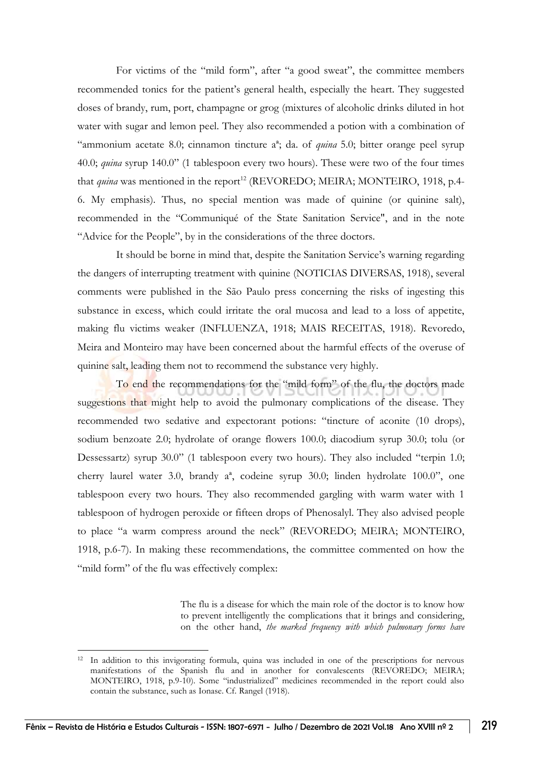For victims of the "mild form", after "a good sweat", the committee members recommended tonics for the patient's general health, especially the heart. They suggested doses of brandy, rum, port, champagne or grog (mixtures of alcoholic drinks diluted in hot water with sugar and lemon peel. They also recommended a potion with a combination of "ammonium acetate 8.0; cinnamon tincture aª; da. of *quina* 5.0; bitter orange peel syrup 40.0; *quina* syrup 140.0" (1 tablespoon every two hours). These were two of the four times that *quina* was mentioned in the report[12] (REVOREDO; MEIRA; MONTEIRO, 1918, p.4-6. My emphasis). Thus, no special mention was made of quinine (or quinine salt), recommended in the "Communiqué of the State Sanitation Service", and in the note "Advice for the People", by in the considerations of the three doctors.

It should be borne in mind that, despite the Sanitation Service's warning regarding the dangers of interrupting treatment with quinine (NOTICIAS DIVERSAS, 1918), several comments were published in the São Paulo press concerning the risks of ingesting this substance in excess, which could irritate the oral mucosa and lead to a loss of appetite, making flu victims weaker (INFLUENZA, 1918; MAIS RECEITAS, 1918). Revoredo, Meira and Monteiro may have been concerned about the harmful effects of the overuse of quinine salt, leading them not to recommend the substance very highly.

To end the recommendations for the "mild form" of the flu, the doctors made suggestions that might help to avoid the pulmonary complications of the disease. They recommended two sedative and expectorant potions: "tincture of aconite (10 drops), sodium benzoate 2.0; hydrolate of orange flowers 100.0; diacodium syrup 30.0; tolu (or Dessessartz) syrup 30.0" (1 tablespoon every two hours). They also included "terpin 1.0; cherry laurel water 3.0, brandy aª, codeine syrup 30.0; linden hydrolate 100.0", one tablespoon every two hours. They also recommended gargling with warm water with 1 tablespoon of hydrogen peroxide or fifteen drops of Phenosalyl. They also advised people to place "a warm compress around the neck" (REVOREDO; MEIRA; MONTEIRO, 1918, p.6-7). In making these recommendations, the committee commented on how the "mild form" of the flu was effectively complex:

> The flu is a disease for which the main role of the doctor is to know how to prevent intelligently the complications that it brings and considering, on the other hand, *the marked frequency with which pulmonary forms have*

---

[12] In addition to this invigorating formula, quina was included in one of the prescriptions for nervous manifestations of the Spanish flu and in another for convalescents (REVOREDO; MEIRA; MONTEIRO, 1918, p.9-10). Some "industrialized" medicines recommended in the report could also contain the substance, such as Ionase. Cf. Rangel (1918).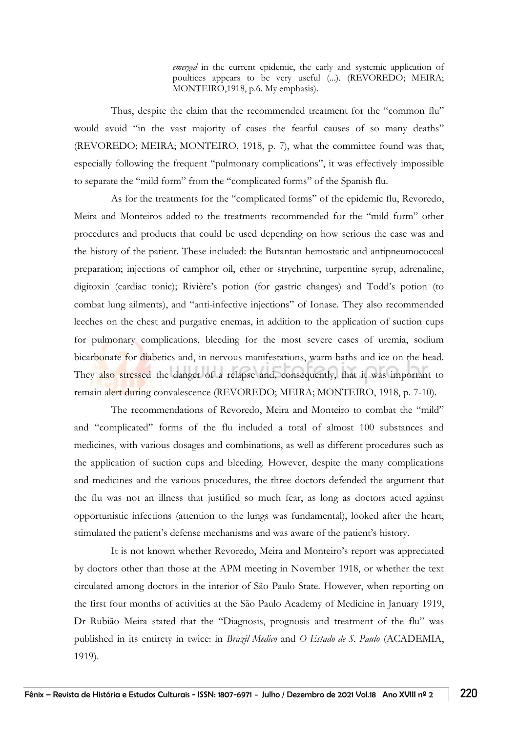> *emerged* in the current epidemic, the early and systemic application of poultices appears to be very useful (...). (REVOREDO; MEIRA; MONTEIRO,1918, p.6. My emphasis).

Thus, despite the claim that the recommended treatment for the "common flu" would avoid "in the vast majority of cases the fearful causes of so many deaths" (REVOREDO; MEIRA; MONTEIRO, 1918, p. 7), what the committee found was that, especially following the frequent "pulmonary complications", it was effectively impossible to separate the "mild form" from the "complicated forms" of the Spanish flu.

As for the treatments for the "complicated forms" of the epidemic flu, Revoredo, Meira and Monteiros added to the treatments recommended for the "mild form" other procedures and products that could be used depending on how serious the case was and the history of the patient. These included: the Butantan hemostatic and antipneumococcal preparation; injections of camphor oil, ether or strychnine, turpentine syrup, adrenaline, digitoxin (cardiac tonic); Rivière's potion (for gastric changes) and Todd's potion (to combat lung ailments), and "anti-infective injections" of Ionase. They also recommended leeches on the chest and purgative enemas, in addition to the application of suction cups for pulmonary complications, bleeding for the most severe cases of uremia, sodium bicarbonate for diabetics and, in nervous manifestations, warm baths and ice on the head. They also stressed the danger of a relapse and, consequently, that it was important to remain alert during convalescence (REVOREDO; MEIRA; MONTEIRO, 1918, p. 7-10).

The recommendations of Revoredo, Meira and Monteiro to combat the "mild" and "complicated" forms of the flu included a total of almost 100 substances and medicines, with various dosages and combinations, as well as different procedures such as the application of suction cups and bleeding. However, despite the many complications and medicines and the various procedures, the three doctors defended the argument that the flu was not an illness that justified so much fear, as long as doctors acted against opportunistic infections (attention to the lungs was fundamental), looked after the heart, stimulated the patient's defense mechanisms and was aware of the patient's history.

It is not known whether Revoredo, Meira and Monteiro's report was appreciated by doctors other than those at the APM meeting in November 1918, or whether the text circulated among doctors in the interior of São Paulo State. However, when reporting on the first four months of activities at the São Paulo Academy of Medicine in January 1919, Dr Rubião Meira stated that the "Diagnosis, prognosis and treatment of the flu" was published in its entirety in twice: in *Brazil Medico* and *O Estado de S. Paulo* (ACADEMIA, 1919).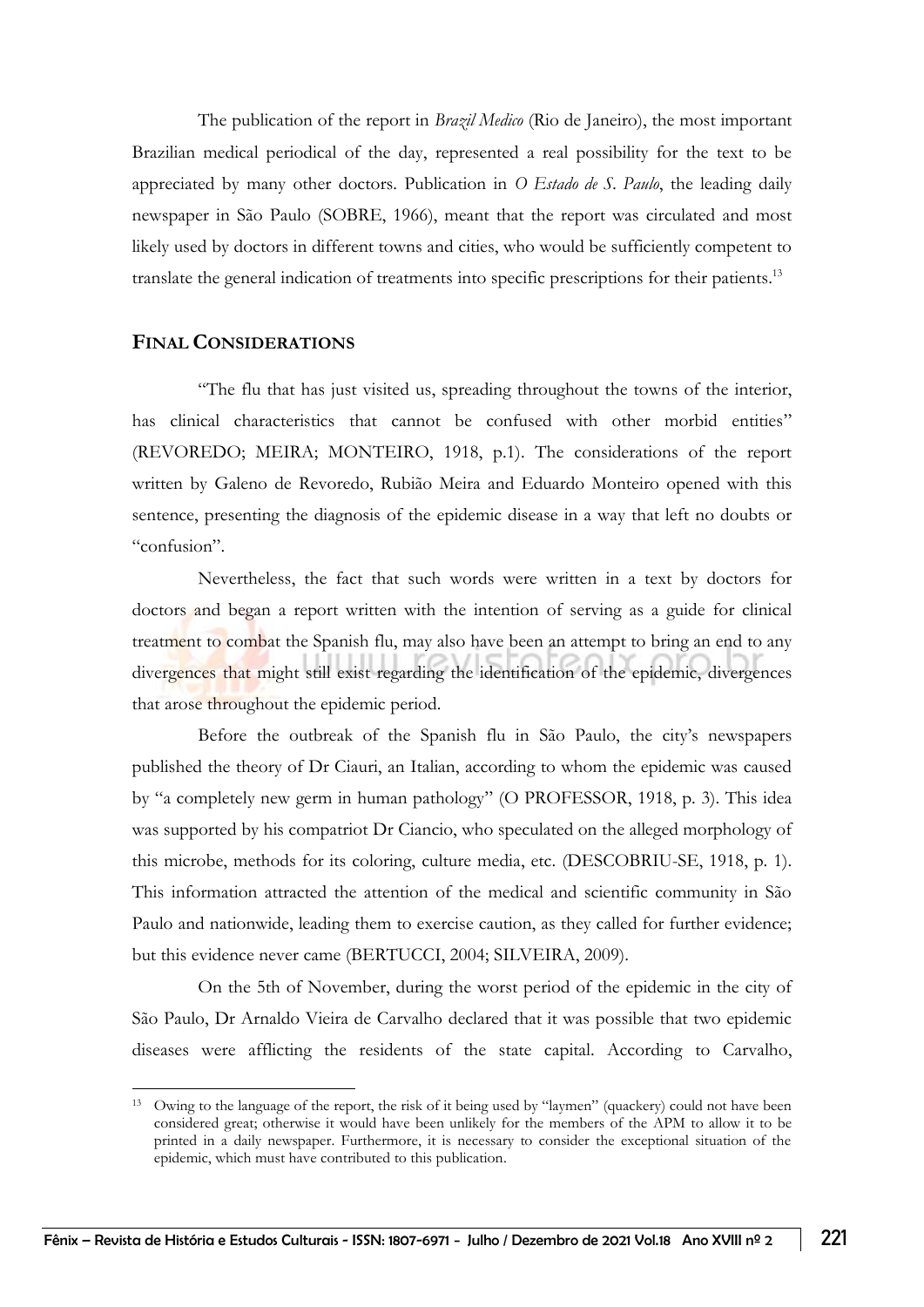The publication of the report in *Brazil Medico* (Rio de Janeiro), the most important Brazilian medical periodical of the day, represented a real possibility for the text to be appreciated by many other doctors. Publication in *O Estado de S. Paulo*, the leading daily newspaper in São Paulo (SOBRE, 1966), meant that the report was circulated and most likely used by doctors in different towns and cities, who would be sufficiently competent to translate the general indication of treatments into specific prescriptions for their patients.[13]

## FINAL CONSIDERATIONS

"The flu that has just visited us, spreading throughout the towns of the interior, has clinical characteristics that cannot be confused with other morbid entities" (REVOREDO; MEIRA; MONTEIRO, 1918, p.1). The considerations of the report written by Galeno de Revoredo, Rubião Meira and Eduardo Monteiro opened with this sentence, presenting the diagnosis of the epidemic disease in a way that left no doubts or "confusion".

Nevertheless, the fact that such words were written in a text by doctors for doctors and began a report written with the intention of serving as a guide for clinical treatment to combat the Spanish flu, may also have been an attempt to bring an end to any divergences that might still exist regarding the identification of the epidemic, divergences that arose throughout the epidemic period.

Before the outbreak of the Spanish flu in São Paulo, the city's newspapers published the theory of Dr Ciauri, an Italian, according to whom the epidemic was caused by "a completely new germ in human pathology" (O PROFESSOR, 1918, p. 3). This idea was supported by his compatriot Dr Ciancio, who speculated on the alleged morphology of this microbe, methods for its coloring, culture media, etc. (DESCOBRIU-SE, 1918, p. 1). This information attracted the attention of the medical and scientific community in São Paulo and nationwide, leading them to exercise caution, as they called for further evidence; but this evidence never came (BERTUCCI, 2004; SILVEIRA, 2009).

On the 5th of November, during the worst period of the epidemic in the city of São Paulo, Dr Arnaldo Vieira de Carvalho declared that it was possible that two epidemic diseases were afflicting the residents of the state capital. According to Carvalho,

---

[13] Owing to the language of the report, the risk of it being used by "laymen" (quackery) could not have been considered great; otherwise it would have been unlikely for the members of the APM to allow it to be printed in a daily newspaper. Furthermore, it is necessary to consider the exceptional situation of the epidemic, which must have contributed to this publication.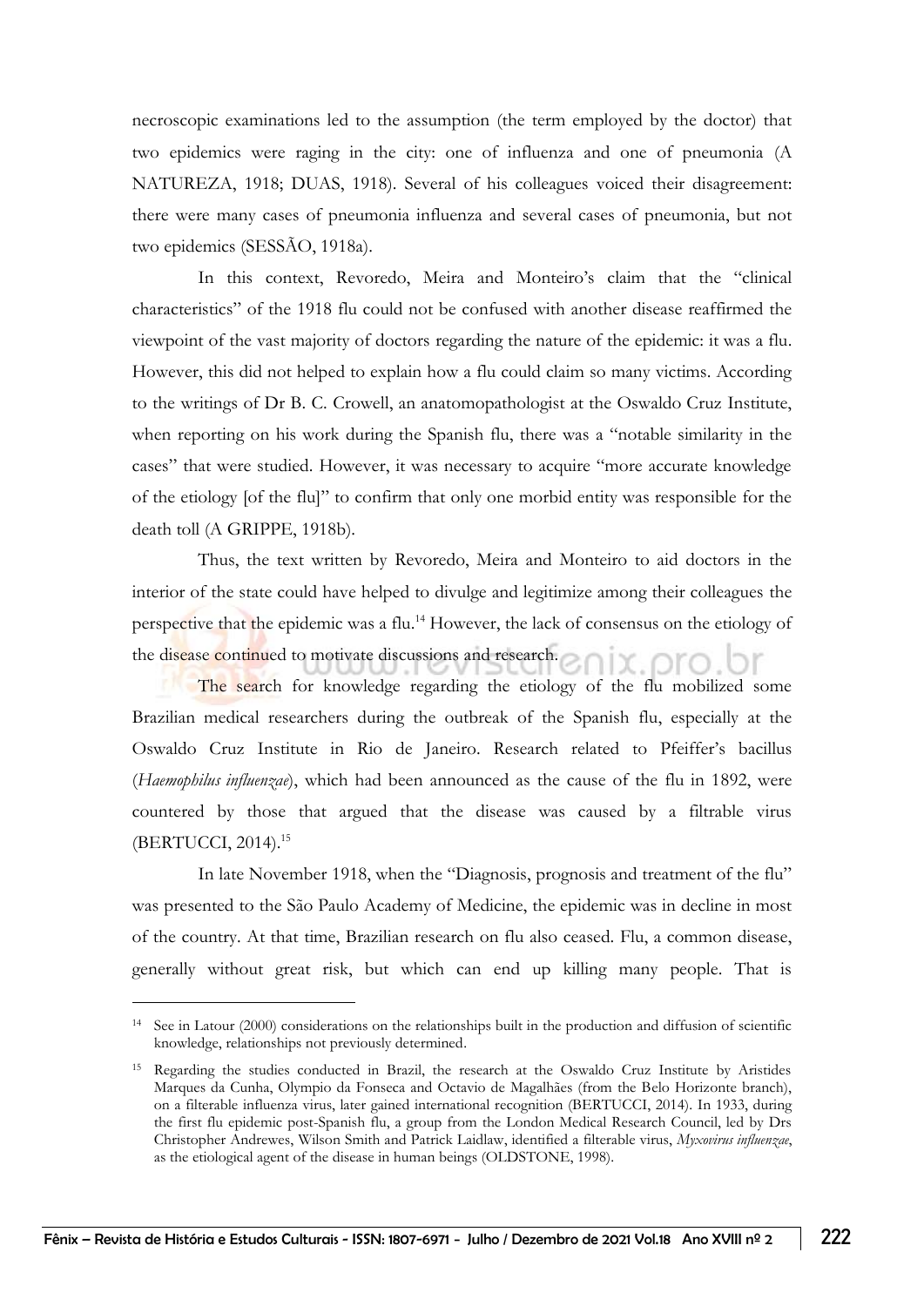necroscopic examinations led to the assumption (the term employed by the doctor) that two epidemics were raging in the city: one of influenza and one of pneumonia (A NATUREZA, 1918; DUAS, 1918). Several of his colleagues voiced their disagreement: there were many cases of pneumonia influenza and several cases of pneumonia, but not two epidemics (SESSÃO, 1918a).

In this context, Revoredo, Meira and Monteiro's claim that the "clinical characteristics" of the 1918 flu could not be confused with another disease reaffirmed the viewpoint of the vast majority of doctors regarding the nature of the epidemic: it was a flu. However, this did not helped to explain how a flu could claim so many victims. According to the writings of Dr B. C. Crowell, an anatomopathologist at the Oswaldo Cruz Institute, when reporting on his work during the Spanish flu, there was a "notable similarity in the cases" that were studied. However, it was necessary to acquire "more accurate knowledge of the etiology [of the flu]" to confirm that only one morbid entity was responsible for the death toll (A GRIPPE, 1918b).

Thus, the text written by Revoredo, Meira and Monteiro to aid doctors in the interior of the state could have helped to divulge and legitimize among their colleagues the perspective that the epidemic was a flu.[14] However, the lack of consensus on the etiology of the disease continued to motivate discussions and research.

The search for knowledge regarding the etiology of the flu mobilized some Brazilian medical researchers during the outbreak of the Spanish flu, especially at the Oswaldo Cruz Institute in Rio de Janeiro. Research related to Pfeiffer's bacillus (*Haemophilus influenzae*), which had been announced as the cause of the flu in 1892, were countered by those that argued that the disease was caused by a filtrable virus (BERTUCCI, 2014).[15]

In late November 1918, when the "Diagnosis, prognosis and treatment of the flu" was presented to the São Paulo Academy of Medicine, the epidemic was in decline in most of the country. At that time, Brazilian research on flu also ceased. Flu, a common disease, generally without great risk, but which can end up killing many people. That is

---

[14] See in Latour (2000) considerations on the relationships built in the production and diffusion of scientific knowledge, relationships not previously determined.

[15] Regarding the studies conducted in Brazil, the research at the Oswaldo Cruz Institute by Aristides Marques da Cunha, Olympio da Fonseca and Octavio de Magalhães (from the Belo Horizonte branch), on a filterable influenza virus, later gained international recognition (BERTUCCI, 2014). In 1933, during the first flu epidemic post-Spanish flu, a group from the London Medical Research Council, led by Drs Christopher Andrewes, Wilson Smith and Patrick Laidlaw, identified a filterable virus, *Myxovirus influenzae*, as the etiological agent of the disease in human beings (OLDSTONE, 1998).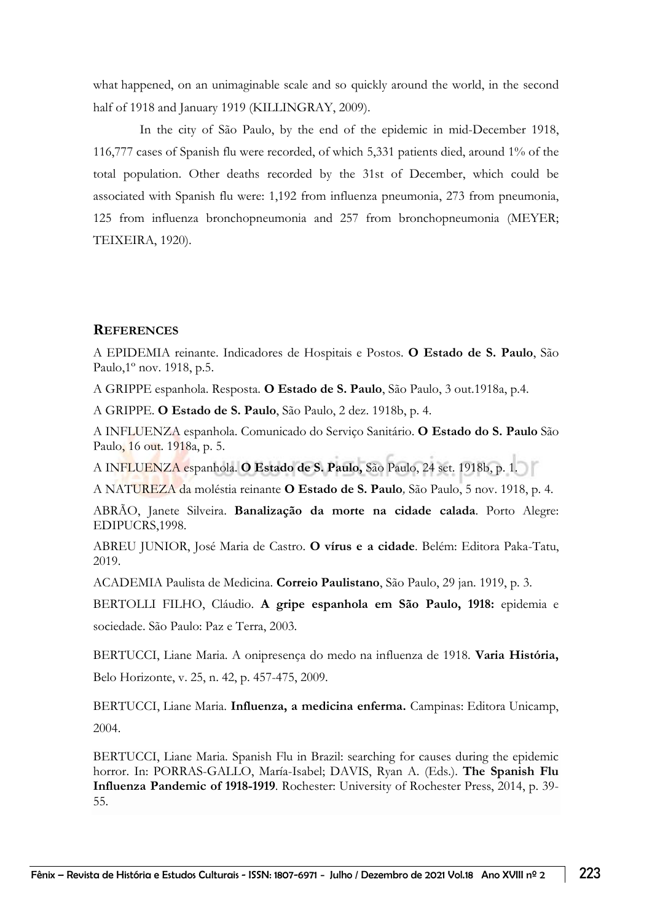what happened, on an unimaginable scale and so quickly around the world, in the second half of 1918 and January 1919 (KILLINGRAY, 2009).

In the city of São Paulo, by the end of the epidemic in mid-December 1918, 116,777 cases of Spanish flu were recorded, of which 5,331 patients died, around 1% of the total population. Other deaths recorded by the 31st of December, which could be associated with Spanish flu were: 1,192 from influenza pneumonia, 273 from pneumonia, 125 from influenza bronchopneumonia and 257 from bronchopneumonia (MEYER; TEIXEIRA, 1920).

## REFERENCES

A EPIDEMIA reinante. Indicadores de Hospitais e Postos. **O Estado de S. Paulo**, São Paulo,1º nov. 1918, p.5.

A GRIPPE espanhola. Resposta. **O Estado de S. Paulo**, São Paulo, 3 out.1918a, p.4.

A GRIPPE. **O Estado de S. Paulo**, São Paulo, 2 dez. 1918b, p. 4.

A INFLUENZA espanhola. Comunicado do Serviço Sanitário. **O Estado do S. Paulo** São Paulo, 16 out. 1918a, p. 5.

A INFLUENZA espanhola. **O Estado de S. Paulo,** São Paulo, 24 set. 1918b, p. 1.

A NATUREZA da moléstia reinante **O Estado de S. Paulo**, São Paulo, 5 nov. 1918, p. 4.

ABRÃO, Janete Silveira. **Banalização da morte na cidade calada**. Porto Alegre: EDIPUCRS,1998.

ABREU JUNIOR, José Maria de Castro. **O vírus e a cidade**. Belém: Editora Paka-Tatu, 2019.

ACADEMIA Paulista de Medicina. **Correio Paulistano**, São Paulo, 29 jan. 1919, p. 3.

BERTOLLI FILHO, Cláudio. **A gripe espanhola em São Paulo, 1918:** epidemia e sociedade. São Paulo: Paz e Terra, 2003.

BERTUCCI, Liane Maria. A onipresença do medo na influenza de 1918. **Varia História,** Belo Horizonte, v. 25, n. 42, p. 457-475, 2009.

BERTUCCI, Liane Maria. **Influenza, a medicina enferma.** Campinas: Editora Unicamp, 2004.

BERTUCCI, Liane Maria. Spanish Flu in Brazil: searching for causes during the epidemic horror. In: PORRAS-GALLO, María-Isabel; DAVIS, Ryan A. (Eds.). **The Spanish Flu Influenza Pandemic of 1918-1919**. Rochester: University of Rochester Press, 2014, p. 39-55.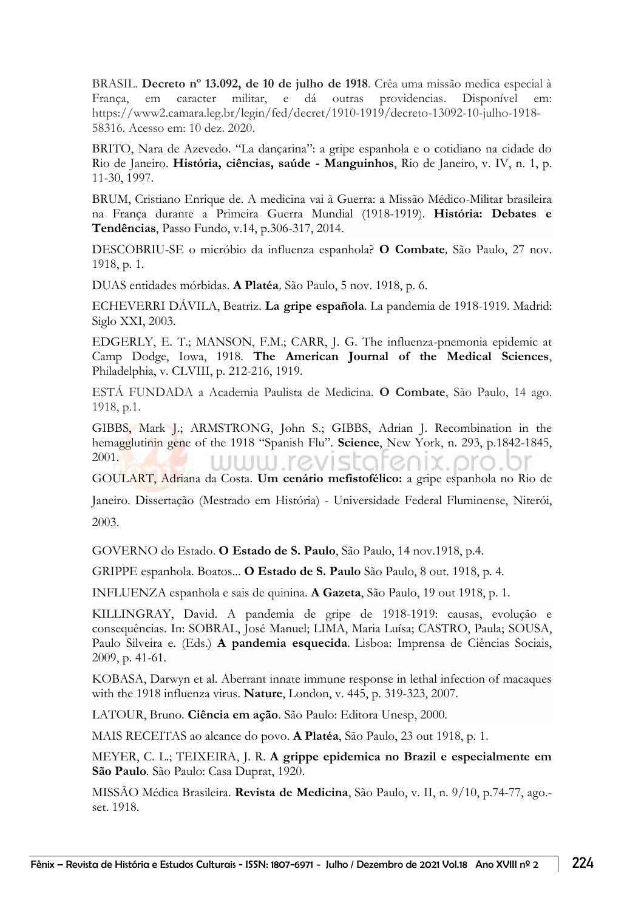BRASIL. **Decreto nº 13.092, de 10 de julho de 1918**. Crêa uma missão medica especial à França, em caracter militar, e dá outras providencias. Disponível em: https://www2.camara.leg.br/legin/fed/decret/1910-1919/decreto-13092-10-julho-1918-58316. Acesso em: 10 dez. 2020.

BRITO, Nara de Azevedo. "La dançarina": a gripe espanhola e o cotidiano na cidade do Rio de Janeiro. **História, ciências, saúde - Manguinhos**, Rio de Janeiro, v. IV, n. 1, p. 11-30, 1997.

BRUM, Cristiano Enrique de. A medicina vai à Guerra: a Missão Médico-Militar brasileira na França durante a Primeira Guerra Mundial (1918-1919). **História: Debates e Tendências**, Passo Fundo, v.14, p.306-317, 2014.

DESCOBRIU-SE o micróbio da influenza espanhola? **O Combate**, São Paulo, 27 nov. 1918, p. 1.

DUAS entidades mórbidas. **A Platéa**, São Paulo, 5 nov. 1918, p. 6.

ECHEVERRI DÁVILA, Beatriz. **La gripe española**. La pandemia de 1918-1919. Madrid: Siglo XXI, 2003.

EDGERLY, E. T.; MANSON, F.M.; CARR, J. G. The influenza-pnemonia epidemic at Camp Dodge, Iowa, 1918. **The American Journal of the Medical Sciences**, Philadelphia, v. CLVIII, p. 212-216, 1919.

ESTÁ FUNDADA a Academia Paulista de Medicina. **O Combate**, São Paulo, 14 ago. 1918, p.1.

GIBBS, Mark J.; ARMSTRONG, John S.; GIBBS, Adrian J. Recombination in the hemagglutinin gene of the 1918 "Spanish Flu". **Science**, New York, n. 293, p.1842-1845, 2001.

GOULART, Adriana da Costa. **Um cenário mefistofélico:** a gripe espanhola no Rio de Janeiro. Dissertação (Mestrado em História) - Universidade Federal Fluminense, Niterói, 2003.

GOVERNO do Estado. **O Estado de S. Paulo**, São Paulo, 14 nov.1918, p.4.

GRIPPE espanhola. Boatos... **O Estado de S. Paulo** São Paulo, 8 out. 1918, p. 4.

INFLUENZA espanhola e sais de quinina. **A Gazeta**, São Paulo, 19 out 1918, p. 1.

KILLINGRAY, David. A pandemia de gripe de 1918-1919: causas, evolução e consequências. In: SOBRAL, José Manuel; LIMA, Maria Luísa; CASTRO, Paula; SOUSA, Paulo Silveira e. (Eds.) **A pandemia esquecida**. Lisboa: Imprensa de Ciências Sociais, 2009, p. 41-61.

KOBASA, Darwyn et al. Aberrant innate immune response in lethal infection of macaques with the 1918 influenza virus. **Nature**, London, v. 445, p. 319-323, 2007.

LATOUR, Bruno. **Ciência em ação**. São Paulo: Editora Unesp, 2000.

MAIS RECEITAS ao alcance do povo. **A Platéa**, São Paulo, 23 out 1918, p. 1.

MEYER, C. L.; TEIXEIRA, J. R. **A grippe epidemica no Brazil e especialmente em São Paulo**. São Paulo: Casa Duprat, 1920.

MISSÃO Médica Brasileira. **Revista de Medicina**, São Paulo, v. II, n. 9/10, p.74-77, ago.-set. 1918.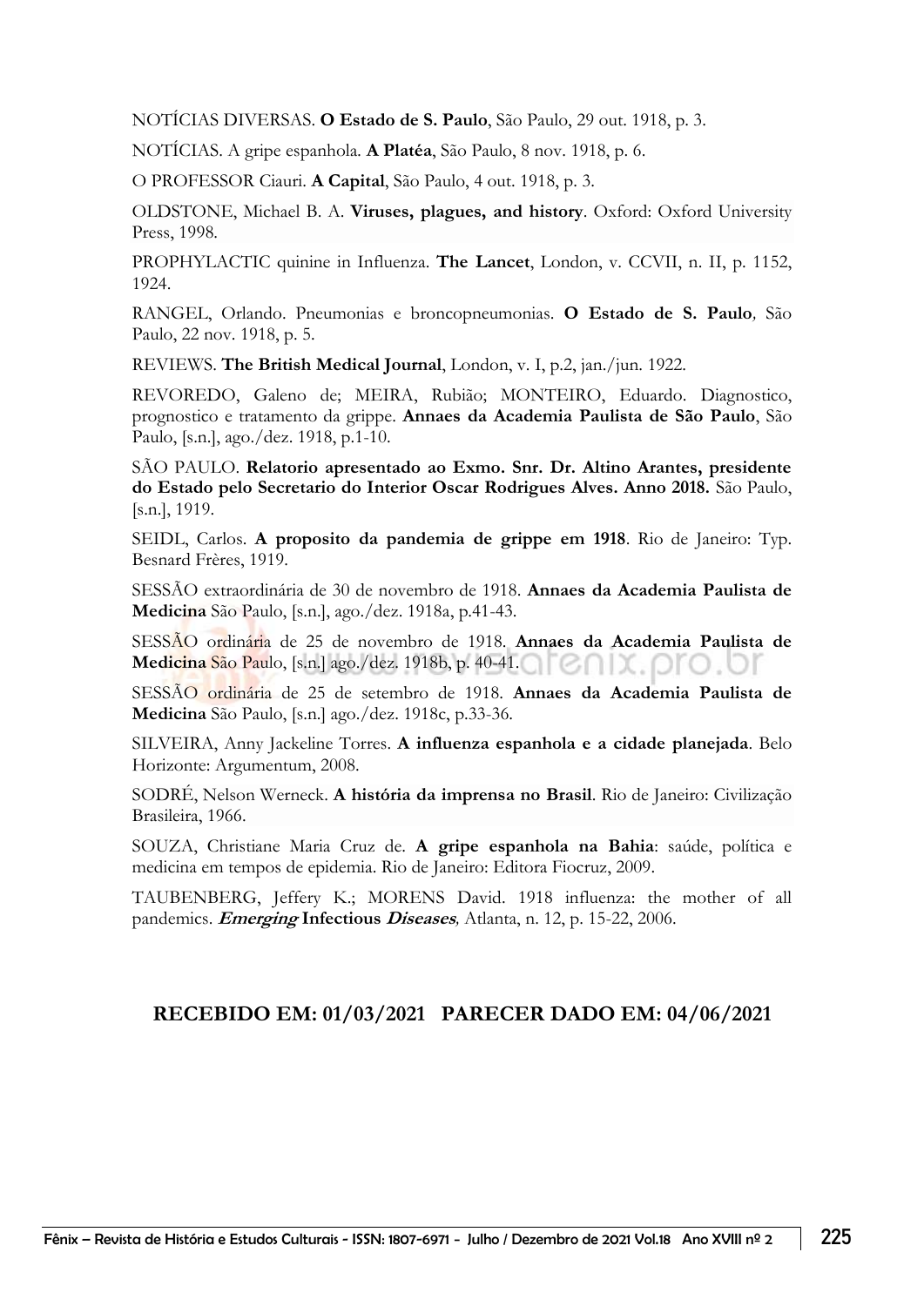NOTÍCIAS DIVERSAS. **O Estado de S. Paulo**, São Paulo, 29 out. 1918, p. 3.

NOTÍCIAS. A gripe espanhola. **A Platéa**, São Paulo, 8 nov. 1918, p. 6.

O PROFESSOR Ciauri. **A Capital**, São Paulo, 4 out. 1918, p. 3.

OLDSTONE, Michael B. A. **Viruses, plagues, and history**. Oxford: Oxford University Press, 1998.

PROPHYLACTIC quinine in Influenza. **The Lancet**, London, v. CCVII, n. II, p. 1152, 1924.

RANGEL, Orlando. Pneumonias e broncopneumonias. **O Estado de S. Paulo***,* São Paulo, 22 nov. 1918, p. 5.

REVIEWS. **The British Medical Journal**, London, v. I, p.2, jan./jun. 1922.

REVOREDO, Galeno de; MEIRA, Rubião; MONTEIRO, Eduardo. Diagnostico, prognostico e tratamento da grippe. **Annaes da Academia Paulista de São Paulo**, São Paulo, [s.n.], ago./dez. 1918, p.1-10.

SÃO PAULO. **Relatorio apresentado ao Exmo. Snr. Dr. Altino Arantes, presidente do Estado pelo Secretario do Interior Oscar Rodrigues Alves. Anno 2018.** São Paulo, [s.n.], 1919.

SEIDL, Carlos. **A proposito da pandemia de grippe em 1918**. Rio de Janeiro: Typ. Besnard Frères, 1919.

SESSÃO extraordinária de 30 de novembro de 1918. **Annaes da Academia Paulista de Medicina** São Paulo, [s.n.], ago./dez. 1918a, p.41-43.

SESSÃO ordinária de 25 de novembro de 1918. **Annaes da Academia Paulista de Medicina** São Paulo, [s.n.] ago./dez. 1918b, p. 40-41.

SESSÃO ordinária de 25 de setembro de 1918. **Annaes da Academia Paulista de Medicina** São Paulo, [s.n.] ago./dez. 1918c, p.33-36.

SILVEIRA, Anny Jackeline Torres. **A influenza espanhola e a cidade planejada**. Belo Horizonte: Argumentum, 2008.

SODRÉ, Nelson Werneck. **A história da imprensa no Brasil**. Rio de Janeiro: Civilização Brasileira, 1966.

SOUZA, Christiane Maria Cruz de. **A gripe espanhola na Bahia**: saúde, política e medicina em tempos de epidemia. Rio de Janeiro: Editora Fiocruz, 2009.

TAUBENBERG, Jeffery K.; MORENS David. 1918 influenza: the mother of all pandemics. ***Emerging* Infectious *Diseases****,* Atlanta, n. 12, p. 15-22, 2006.

**RECEBIDO EM: 01/03/2021 PARECER DADO EM: 04/06/2021**